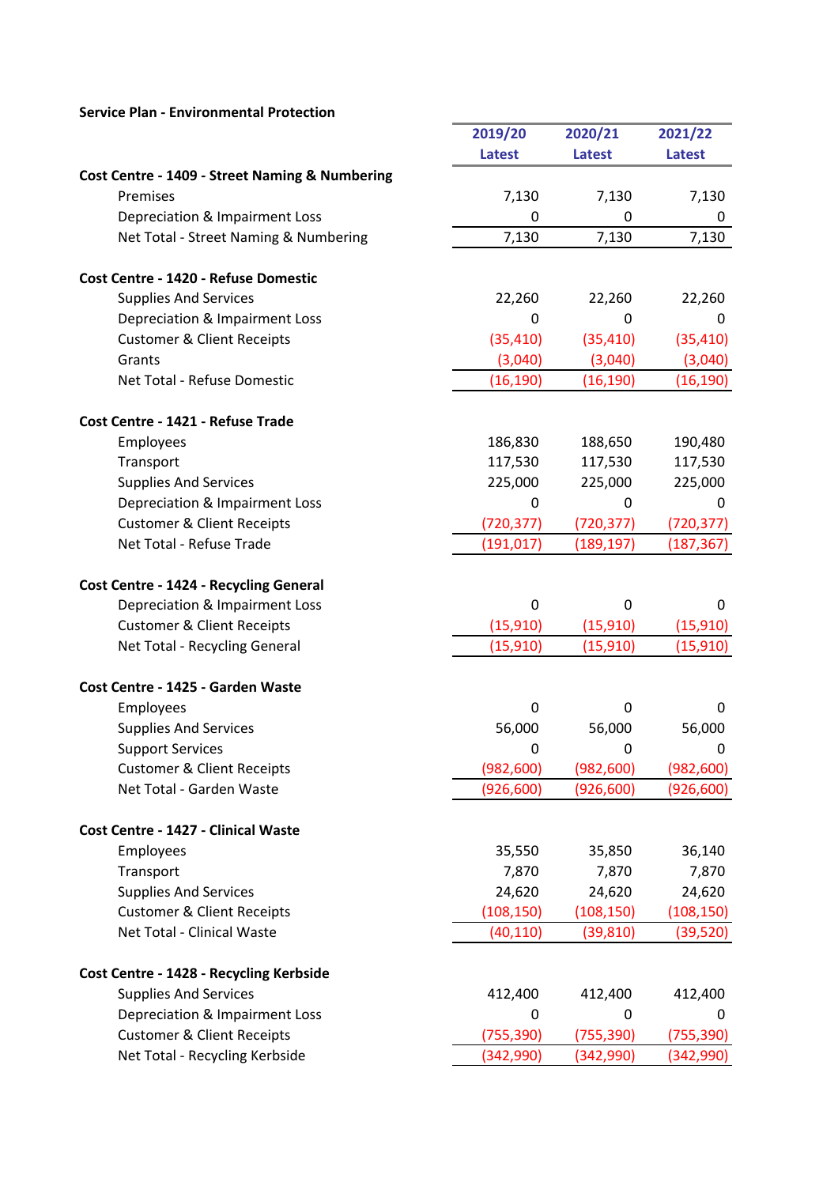**Service Plan - Environmental Protection**

| | 2019/20 Latest | 2020/21 Latest | 2021/22 Latest |
|---|---|---|---|
| **Cost Centre - 1409 - Street Naming & Numbering** | | | |
| Premises | 7,130 | 7,130 | 7,130 |
| Depreciation & Impairment Loss | 0 | 0 | 0 |
| Net Total - Street Naming & Numbering | 7,130 | 7,130 | 7,130 |
| | | | |
| **Cost Centre - 1420 - Refuse Domestic** | | | |
| Supplies And Services | 22,260 | 22,260 | 22,260 |
| Depreciation & Impairment Loss | 0 | 0 | 0 |
| Customer & Client Receipts | (35,410) | (35,410) | (35,410) |
| Grants | (3,040) | (3,040) | (3,040) |
| Net Total - Refuse Domestic | (16,190) | (16,190) | (16,190) |
| | | | |
| **Cost Centre - 1421 - Refuse Trade** | | | |
| Employees | 186,830 | 188,650 | 190,480 |
| Transport | 117,530 | 117,530 | 117,530 |
| Supplies And Services | 225,000 | 225,000 | 225,000 |
| Depreciation & Impairment Loss | 0 | 0 | 0 |
| Customer & Client Receipts | (720,377) | (720,377) | (720,377) |
| Net Total - Refuse Trade | (191,017) | (189,197) | (187,367) |
| | | | |
| **Cost Centre - 1424 - Recycling General** | | | |
| Depreciation & Impairment Loss | 0 | 0 | 0 |
| Customer & Client Receipts | (15,910) | (15,910) | (15,910) |
| Net Total - Recycling General | (15,910) | (15,910) | (15,910) |
| | | | |
| **Cost Centre - 1425 - Garden Waste** | | | |
| Employees | 0 | 0 | 0 |
| Supplies And Services | 56,000 | 56,000 | 56,000 |
| Support Services | 0 | 0 | 0 |
| Customer & Client Receipts | (982,600) | (982,600) | (982,600) |
| Net Total - Garden Waste | (926,600) | (926,600) | (926,600) |
| | | | |
| **Cost Centre - 1427 - Clinical Waste** | | | |
| Employees | 35,550 | 35,850 | 36,140 |
| Transport | 7,870 | 7,870 | 7,870 |
| Supplies And Services | 24,620 | 24,620 | 24,620 |
| Customer & Client Receipts | (108,150) | (108,150) | (108,150) |
| Net Total - Clinical Waste | (40,110) | (39,810) | (39,520) |
| | | | |
| **Cost Centre - 1428 - Recycling Kerbside** | | | |
| Supplies And Services | 412,400 | 412,400 | 412,400 |
| Depreciation & Impairment Loss | 0 | 0 | 0 |
| Customer & Client Receipts | (755,390) | (755,390) | (755,390) |
| Net Total - Recycling Kerbside | (342,990) | (342,990) | (342,990) |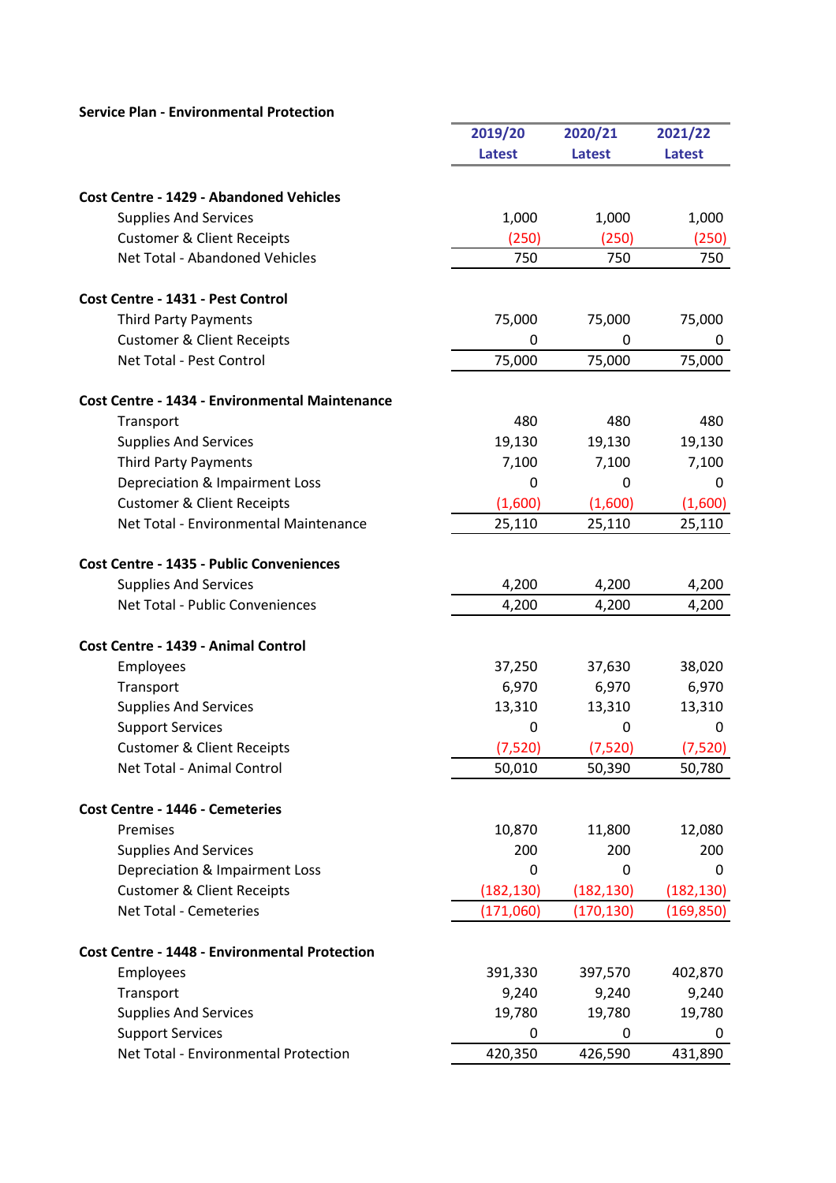**Service Plan - Environmental Protection**

| | 2019/20 Latest | 2020/21 Latest | 2021/22 Latest |
|---|---|---|---|
| **Cost Centre - 1429 - Abandoned Vehicles** | | | |
| Supplies And Services | 1,000 | 1,000 | 1,000 |
| Customer & Client Receipts | (250) | (250) | (250) |
| Net Total - Abandoned Vehicles | 750 | 750 | 750 |
| **Cost Centre - 1431 - Pest Control** | | | |
| Third Party Payments | 75,000 | 75,000 | 75,000 |
| Customer & Client Receipts | 0 | 0 | 0 |
| Net Total - Pest Control | 75,000 | 75,000 | 75,000 |
| **Cost Centre - 1434 - Environmental Maintenance** | | | |
| Transport | 480 | 480 | 480 |
| Supplies And Services | 19,130 | 19,130 | 19,130 |
| Third Party Payments | 7,100 | 7,100 | 7,100 |
| Depreciation & Impairment Loss | 0 | 0 | 0 |
| Customer & Client Receipts | (1,600) | (1,600) | (1,600) |
| Net Total - Environmental Maintenance | 25,110 | 25,110 | 25,110 |
| **Cost Centre - 1435 - Public Conveniences** | | | |
| Supplies And Services | 4,200 | 4,200 | 4,200 |
| Net Total - Public Conveniences | 4,200 | 4,200 | 4,200 |
| **Cost Centre - 1439 - Animal Control** | | | |
| Employees | 37,250 | 37,630 | 38,020 |
| Transport | 6,970 | 6,970 | 6,970 |
| Supplies And Services | 13,310 | 13,310 | 13,310 |
| Support Services | 0 | 0 | 0 |
| Customer & Client Receipts | (7,520) | (7,520) | (7,520) |
| Net Total - Animal Control | 50,010 | 50,390 | 50,780 |
| **Cost Centre - 1446 - Cemeteries** | | | |
| Premises | 10,870 | 11,800 | 12,080 |
| Supplies And Services | 200 | 200 | 200 |
| Depreciation & Impairment Loss | 0 | 0 | 0 |
| Customer & Client Receipts | (182,130) | (182,130) | (182,130) |
| Net Total - Cemeteries | (171,060) | (170,130) | (169,850) |
| **Cost Centre - 1448 - Environmental Protection** | | | |
| Employees | 391,330 | 397,570 | 402,870 |
| Transport | 9,240 | 9,240 | 9,240 |
| Supplies And Services | 19,780 | 19,780 | 19,780 |
| Support Services | 0 | 0 | 0 |
| Net Total - Environmental Protection | 420,350 | 426,590 | 431,890 |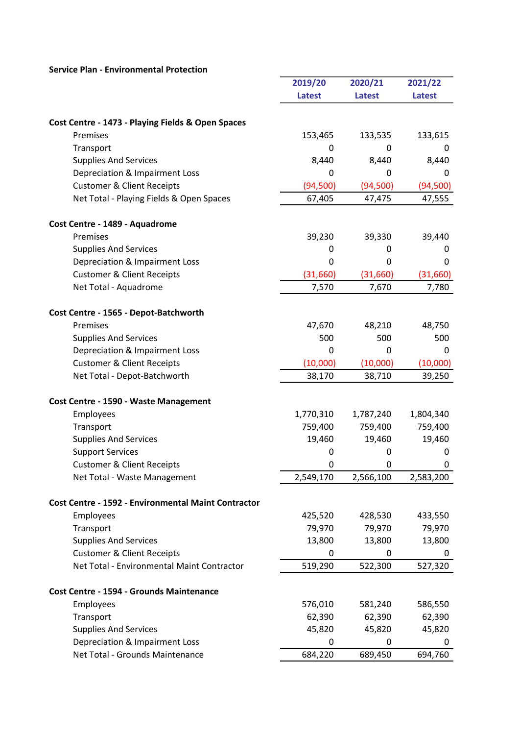**Service Plan - Environmental Protection**

| | 2019/20 Latest | 2020/21 Latest | 2021/22 Latest |
|---|---|---|---|
| **Cost Centre - 1473 - Playing Fields & Open Spaces** | | | |
| Premises | 153,465 | 133,535 | 133,615 |
| Transport | 0 | 0 | 0 |
| Supplies And Services | 8,440 | 8,440 | 8,440 |
| Depreciation & Impairment Loss | 0 | 0 | 0 |
| Customer & Client Receipts | (94,500) | (94,500) | (94,500) |
| Net Total - Playing Fields & Open Spaces | 67,405 | 47,475 | 47,555 |
| **Cost Centre - 1489 - Aquadrome** | | | |
| Premises | 39,230 | 39,330 | 39,440 |
| Supplies And Services | 0 | 0 | 0 |
| Depreciation & Impairment Loss | 0 | 0 | 0 |
| Customer & Client Receipts | (31,660) | (31,660) | (31,660) |
| Net Total - Aquadrome | 7,570 | 7,670 | 7,780 |
| **Cost Centre - 1565 - Depot-Batchworth** | | | |
| Premises | 47,670 | 48,210 | 48,750 |
| Supplies And Services | 500 | 500 | 500 |
| Depreciation & Impairment Loss | 0 | 0 | 0 |
| Customer & Client Receipts | (10,000) | (10,000) | (10,000) |
| Net Total - Depot-Batchworth | 38,170 | 38,710 | 39,250 |
| **Cost Centre - 1590 - Waste Management** | | | |
| Employees | 1,770,310 | 1,787,240 | 1,804,340 |
| Transport | 759,400 | 759,400 | 759,400 |
| Supplies And Services | 19,460 | 19,460 | 19,460 |
| Support Services | 0 | 0 | 0 |
| Customer & Client Receipts | 0 | 0 | 0 |
| Net Total - Waste Management | 2,549,170 | 2,566,100 | 2,583,200 |
| **Cost Centre - 1592 - Environmental Maint Contractor** | | | |
| Employees | 425,520 | 428,530 | 433,550 |
| Transport | 79,970 | 79,970 | 79,970 |
| Supplies And Services | 13,800 | 13,800 | 13,800 |
| Customer & Client Receipts | 0 | 0 | 0 |
| Net Total - Environmental Maint Contractor | 519,290 | 522,300 | 527,320 |
| **Cost Centre - 1594 - Grounds Maintenance** | | | |
| Employees | 576,010 | 581,240 | 586,550 |
| Transport | 62,390 | 62,390 | 62,390 |
| Supplies And Services | 45,820 | 45,820 | 45,820 |
| Depreciation & Impairment Loss | 0 | 0 | 0 |
| Net Total - Grounds Maintenance | 684,220 | 689,450 | 694,760 |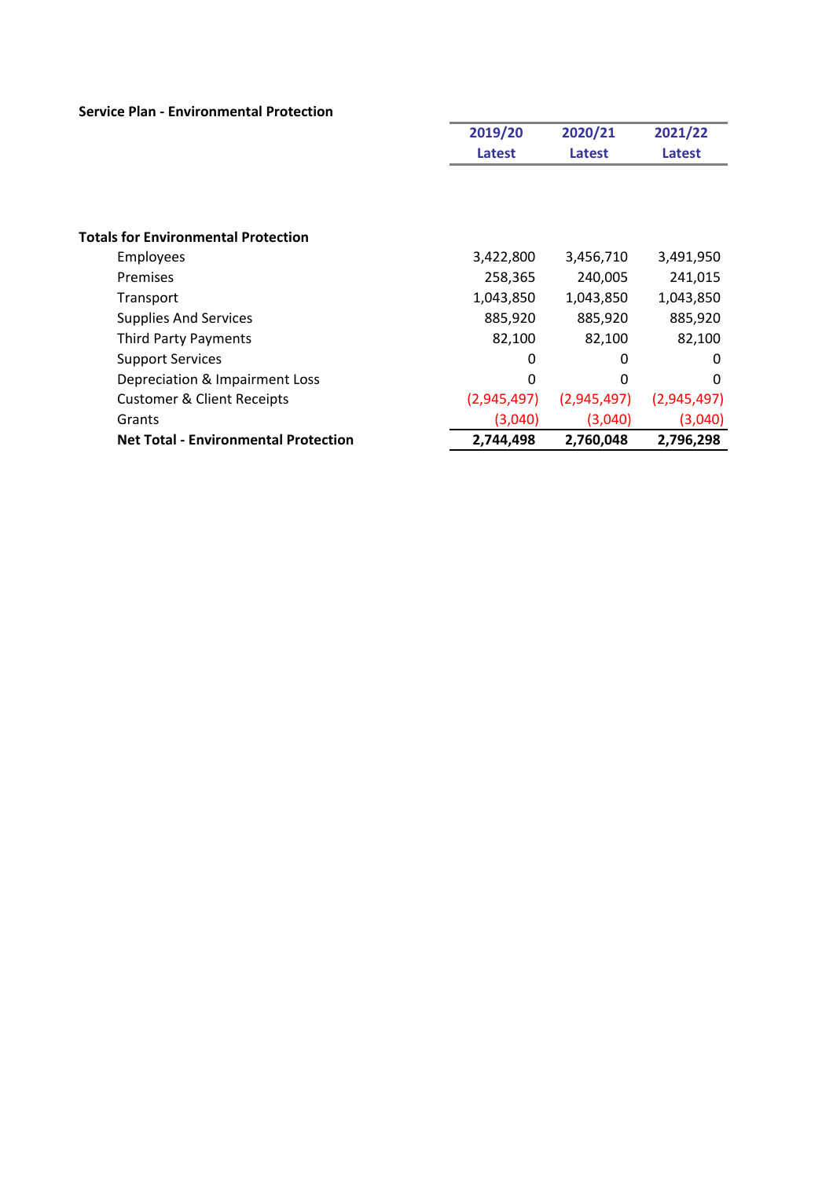**Service Plan - Environmental Protection**

| | 2019/20 Latest | 2020/21 Latest | 2021/22 Latest |
|---|---|---|---|
| **Totals for Environmental Protection** | | | |
| Employees | 3,422,800 | 3,456,710 | 3,491,950 |
| Premises | 258,365 | 240,005 | 241,015 |
| Transport | 1,043,850 | 1,043,850 | 1,043,850 |
| Supplies And Services | 885,920 | 885,920 | 885,920 |
| Third Party Payments | 82,100 | 82,100 | 82,100 |
| Support Services | 0 | 0 | 0 |
| Depreciation & Impairment Loss | 0 | 0 | 0 |
| Customer & Client Receipts | (2,945,497) | (2,945,497) | (2,945,497) |
| Grants | (3,040) | (3,040) | (3,040) |
| **Net Total - Environmental Protection** | **2,744,498** | **2,760,048** | **2,796,298** |